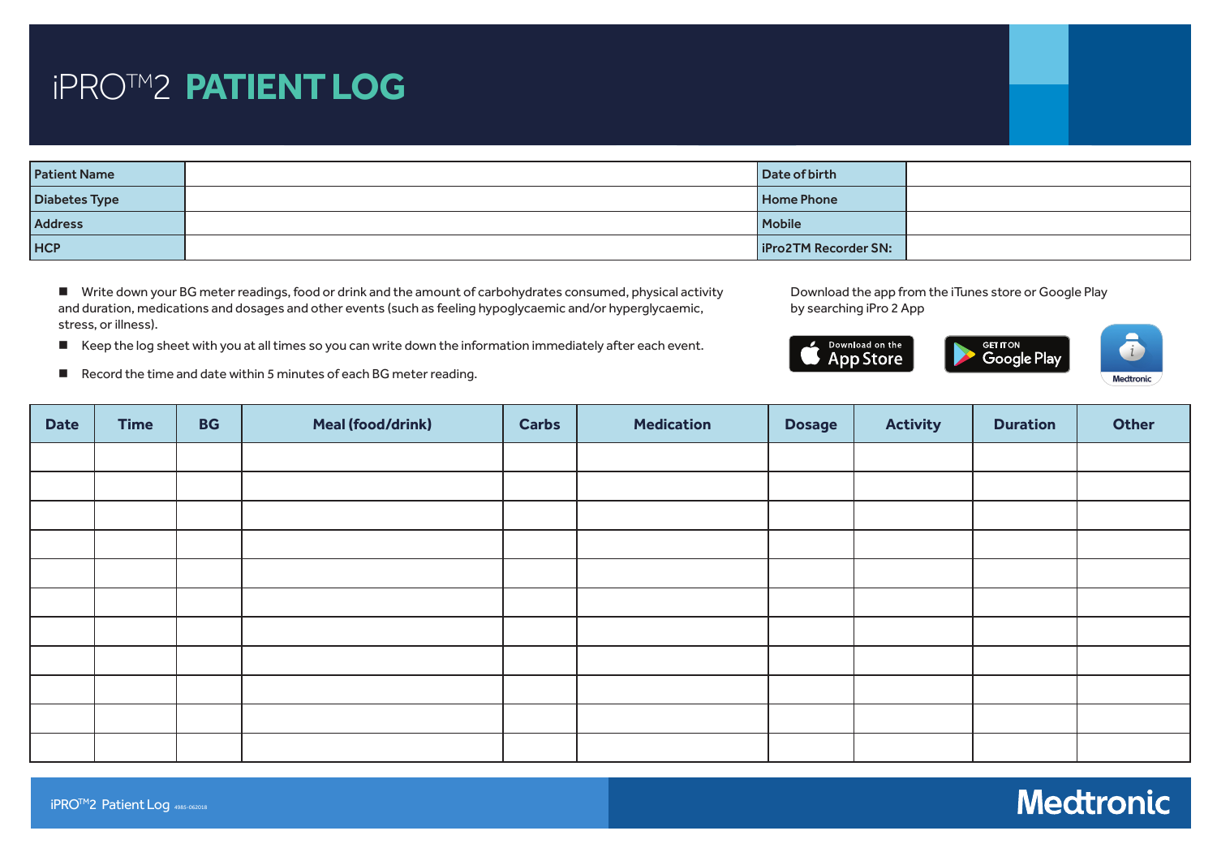# iPRO™2 PATIENT LOG

| Patient Name | | Date of birth | |
|---|---|---|---|
| Diabetes Type | | Home Phone | |
| Address | | Mobile | |
| HCP | | iPro2TM Recorder SN: | |

- Write down your BG meter readings, food or drink and the amount of carbohydrates consumed, physical activity and duration, medications and dosages and other events (such as feeling hypoglycaemic and/or hyperglycaemic, stress, or illness).
- Keep the log sheet with you at all times so you can write down the information immediately after each event.
- Record the time and date within 5 minutes of each BG meter reading.

Download the app from the iTunes store or Google Play by searching iPro 2 App

Download on the App Store

GET IT ON Google Play

Medtronic

| Date | Time | BG | Meal (food/drink) | Carbs | Medication | Dosage | Activity | Duration | Other |
|---|---|---|---|---|---|---|---|---|---|
| | | | | | | | | | |
| | | | | | | | | | |
| | | | | | | | | | |
| | | | | | | | | | |
| | | | | | | | | | |
| | | | | | | | | | |
| | | | | | | | | | |
| | | | | | | | | | |
| | | | | | | | | | |
| | | | | | | | | | |
| | | | | | | | | | |

iPRO™2 Patient Log 4985-062018

Medtronic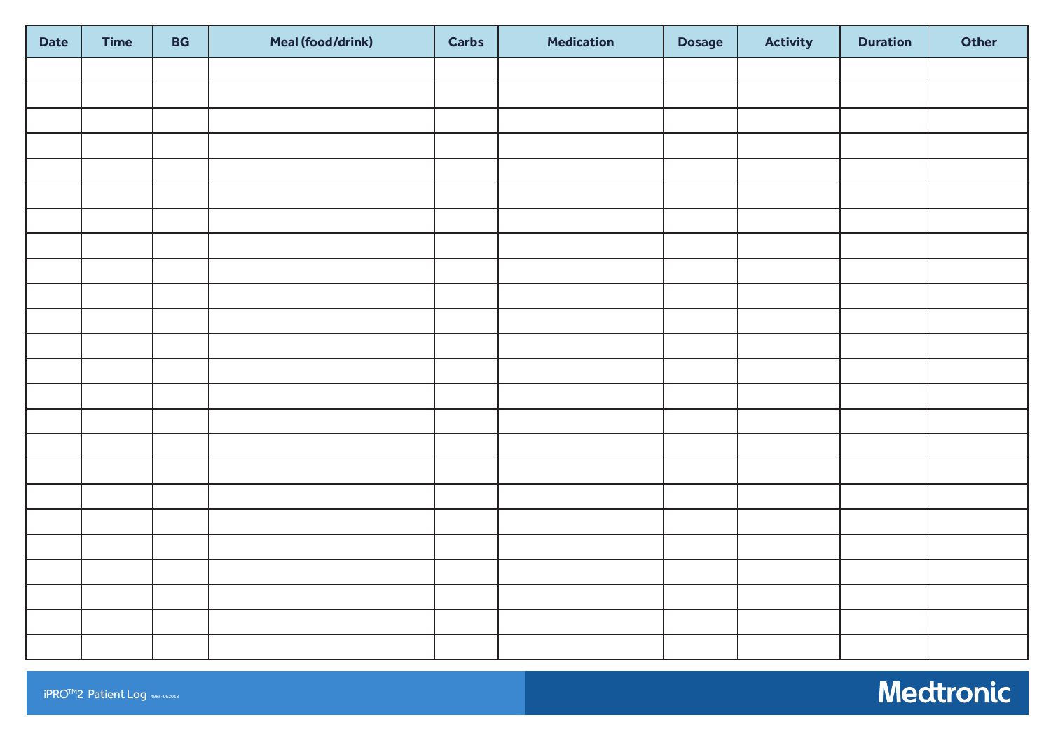| Date | Time | BG | Meal (food/drink) | Carbs | Medication | Dosage | Activity | Duration | Other |
|---|---|---|---|---|---|---|---|---|---|
| | | | | | | | | | |
| | | | | | | | | | |
| | | | | | | | | | |
| | | | | | | | | | |
| | | | | | | | | | |
| | | | | | | | | | |
| | | | | | | | | | |
| | | | | | | | | | |
| | | | | | | | | | |
| | | | | | | | | | |
| | | | | | | | | | |
| | | | | | | | | | |
| | | | | | | | | | |
| | | | | | | | | | |
| | | | | | | | | | |
| | | | | | | | | | |
| | | | | | | | | | |
| | | | | | | | | | |
| | | | | | | | | | |
| | | | | | | | | | |
| | | | | | | | | | |
| | | | | | | | | | |
| | | | | | | | | | |
| | | | | | | | | | |

iPRO™2 Patient Log 4985-062018

Medtronic